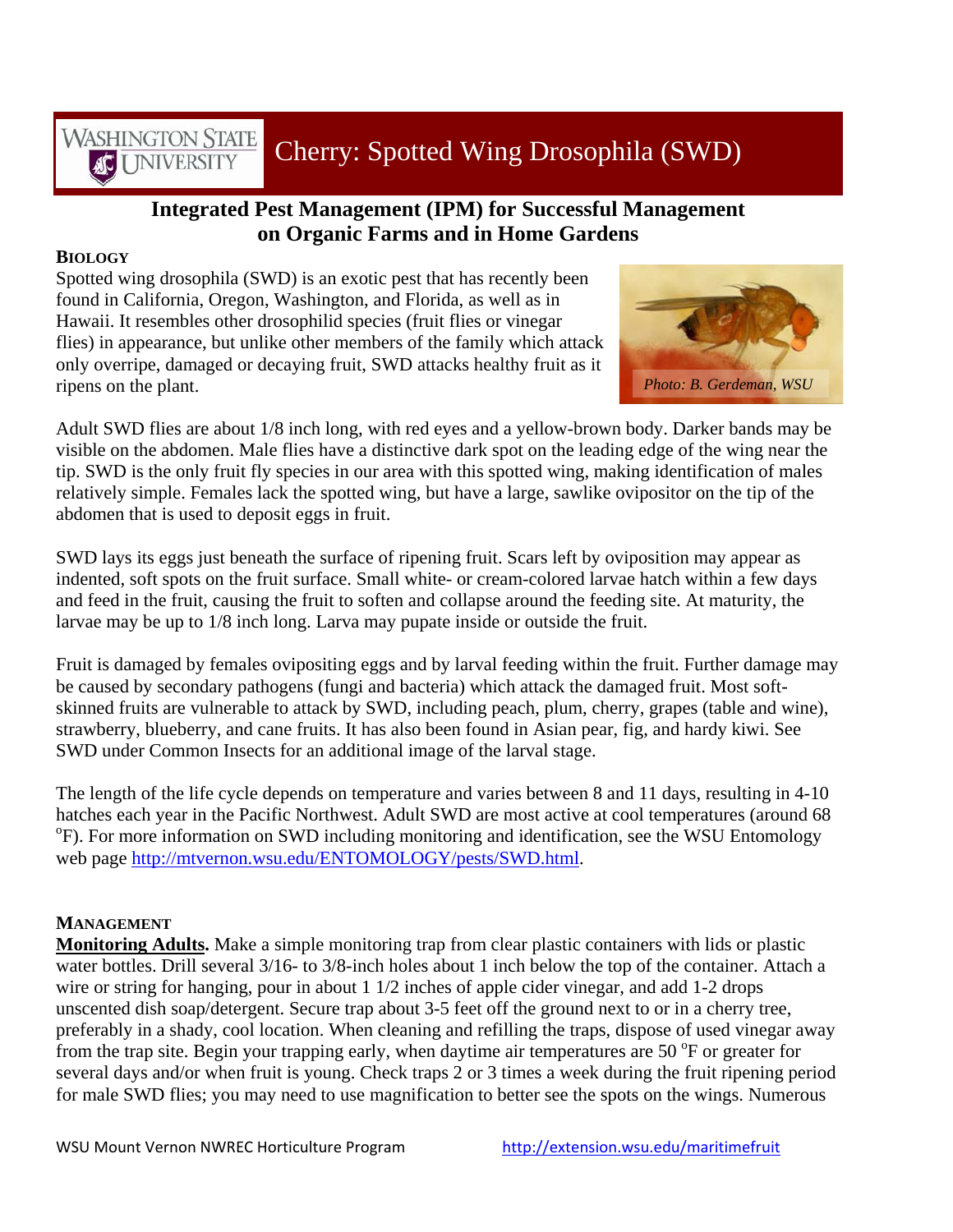# Cherry: Spotted Wing Drosophila (SWD)

## Integrated Pest Management (IPM) for Successful Management on Organic Farms and in Home Gardens

### BIOLOGY

Spotted wing drosophila (SWD) is an exotic pest that has recently been found in California, Oregon, Washington, and Florida, as well as in Hawaii. It resembles other drosophilid species (fruit flies or vinegar flies) in appearance, but unlike other members of the family which attack only overripe, damaged or decaying fruit, SWD attacks healthy fruit as it ripens on the plant.

*Photo: B. Gerdeman, WSU*

Adult SWD flies are about 1/8 inch long, with red eyes and a yellow-brown body. Darker bands may be visible on the abdomen. Male flies have a distinctive dark spot on the leading edge of the wing near the tip. SWD is the only fruit fly species in our area with this spotted wing, making identification of males relatively simple. Females lack the spotted wing, but have a large, sawlike ovipositor on the tip of the abdomen that is used to deposit eggs in fruit.

SWD lays its eggs just beneath the surface of ripening fruit. Scars left by oviposition may appear as indented, soft spots on the fruit surface. Small white- or cream-colored larvae hatch within a few days and feed in the fruit, causing the fruit to soften and collapse around the feeding site. At maturity, the larvae may be up to 1/8 inch long. Larva may pupate inside or outside the fruit.

Fruit is damaged by females ovipositing eggs and by larval feeding within the fruit. Further damage may be caused by secondary pathogens (fungi and bacteria) which attack the damaged fruit. Most soft-skinned fruits are vulnerable to attack by SWD, including peach, plum, cherry, grapes (table and wine), strawberry, blueberry, and cane fruits. It has also been found in Asian pear, fig, and hardy kiwi. See SWD under Common Insects for an additional image of the larval stage.

The length of the life cycle depends on temperature and varies between 8 and 11 days, resulting in 4-10 hatches each year in the Pacific Northwest. Adult SWD are most active at cool temperatures (around 68 $^{o}$F). For more information on SWD including monitoring and identification, see the WSU Entomology web page http://mtvernon.wsu.edu/ENTOMOLOGY/pests/SWD.html.

### MANAGEMENT

**Monitoring Adults.** Make a simple monitoring trap from clear plastic containers with lids or plastic water bottles. Drill several 3/16- to 3/8-inch holes about 1 inch below the top of the container. Attach a wire or string for hanging, pour in about 1 1/2 inches of apple cider vinegar, and add 1-2 drops unscented dish soap/detergent. Secure trap about 3-5 feet off the ground next to or in a cherry tree, preferably in a shady, cool location. When cleaning and refilling the traps, dispose of used vinegar away from the trap site. Begin your trapping early, when daytime air temperatures are 50 $^{o}$F or greater for several days and/or when fruit is young. Check traps 2 or 3 times a week during the fruit ripening period for male SWD flies; you may need to use magnification to better see the spots on the wings. Numerous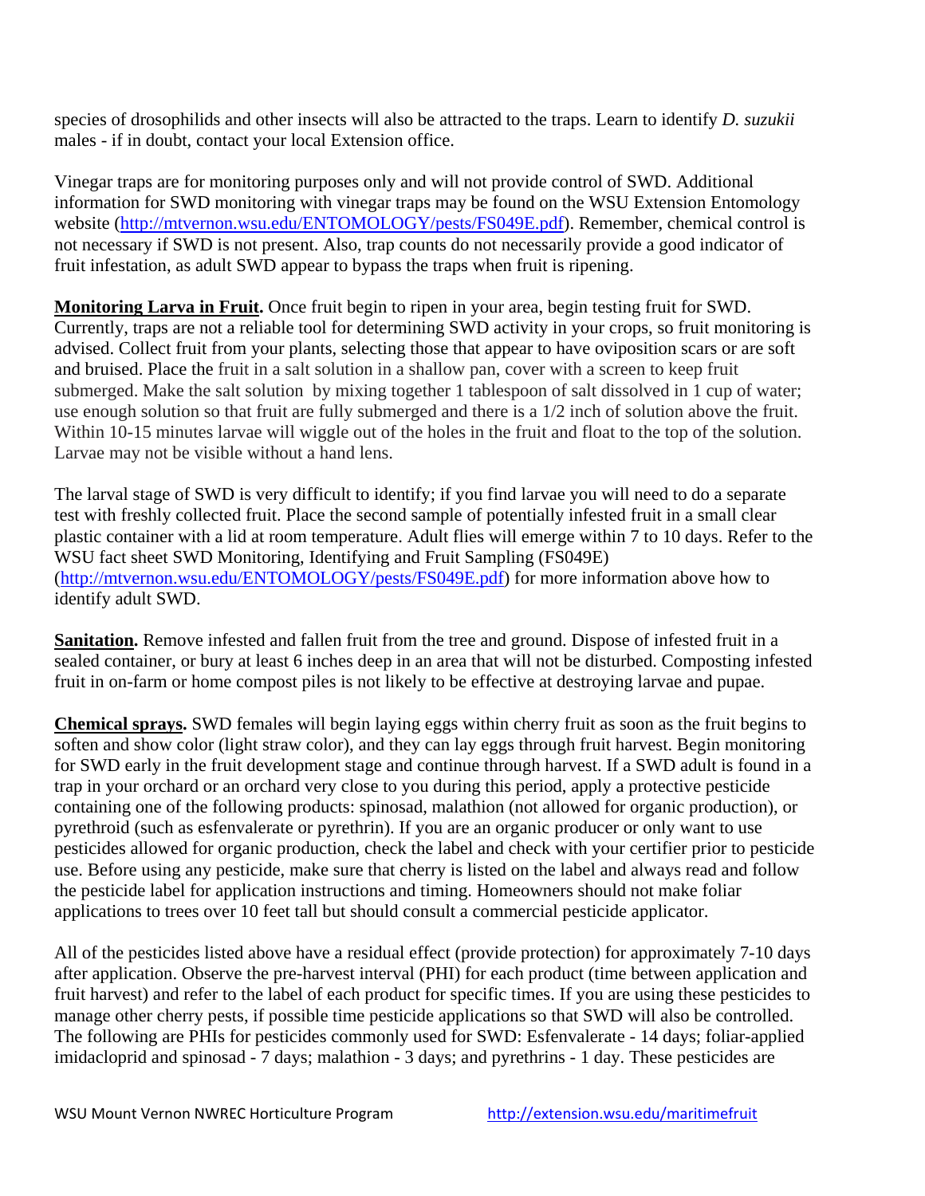species of drosophilids and other insects will also be attracted to the traps. Learn to identify *D. suzukii* males - if in doubt, contact your local Extension office.

Vinegar traps are for monitoring purposes only and will not provide control of SWD. Additional information for SWD monitoring with vinegar traps may be found on the WSU Extension Entomology website (http://mtvernon.wsu.edu/ENTOMOLOGY/pests/FS049E.pdf). Remember, chemical control is not necessary if SWD is not present. Also, trap counts do not necessarily provide a good indicator of fruit infestation, as adult SWD appear to bypass the traps when fruit is ripening.

**Monitoring Larva in Fruit.** Once fruit begin to ripen in your area, begin testing fruit for SWD. Currently, traps are not a reliable tool for determining SWD activity in your crops, so fruit monitoring is advised. Collect fruit from your plants, selecting those that appear to have oviposition scars or are soft and bruised. Place the fruit in a salt solution in a shallow pan, cover with a screen to keep fruit submerged. Make the salt solution by mixing together 1 tablespoon of salt dissolved in 1 cup of water; use enough solution so that fruit are fully submerged and there is a 1/2 inch of solution above the fruit. Within 10-15 minutes larvae will wiggle out of the holes in the fruit and float to the top of the solution. Larvae may not be visible without a hand lens.

The larval stage of SWD is very difficult to identify; if you find larvae you will need to do a separate test with freshly collected fruit. Place the second sample of potentially infested fruit in a small clear plastic container with a lid at room temperature. Adult flies will emerge within 7 to 10 days. Refer to the WSU fact sheet SWD Monitoring, Identifying and Fruit Sampling (FS049E) (http://mtvernon.wsu.edu/ENTOMOLOGY/pests/FS049E.pdf) for more information above how to identify adult SWD.

**Sanitation.** Remove infested and fallen fruit from the tree and ground. Dispose of infested fruit in a sealed container, or bury at least 6 inches deep in an area that will not be disturbed. Composting infested fruit in on-farm or home compost piles is not likely to be effective at destroying larvae and pupae.

**Chemical sprays.** SWD females will begin laying eggs within cherry fruit as soon as the fruit begins to soften and show color (light straw color), and they can lay eggs through fruit harvest. Begin monitoring for SWD early in the fruit development stage and continue through harvest. If a SWD adult is found in a trap in your orchard or an orchard very close to you during this period, apply a protective pesticide containing one of the following products: spinosad, malathion (not allowed for organic production), or pyrethroid (such as esfenvalerate or pyrethrin). If you are an organic producer or only want to use pesticides allowed for organic production, check the label and check with your certifier prior to pesticide use. Before using any pesticide, make sure that cherry is listed on the label and always read and follow the pesticide label for application instructions and timing. Homeowners should not make foliar applications to trees over 10 feet tall but should consult a commercial pesticide applicator.

All of the pesticides listed above have a residual effect (provide protection) for approximately 7-10 days after application. Observe the pre-harvest interval (PHI) for each product (time between application and fruit harvest) and refer to the label of each product for specific times. If you are using these pesticides to manage other cherry pests, if possible time pesticide applications so that SWD will also be controlled. The following are PHIs for pesticides commonly used for SWD: Esfenvalerate - 14 days; foliar-applied imidacloprid and spinosad - 7 days; malathion - 3 days; and pyrethrins - 1 day. These pesticides are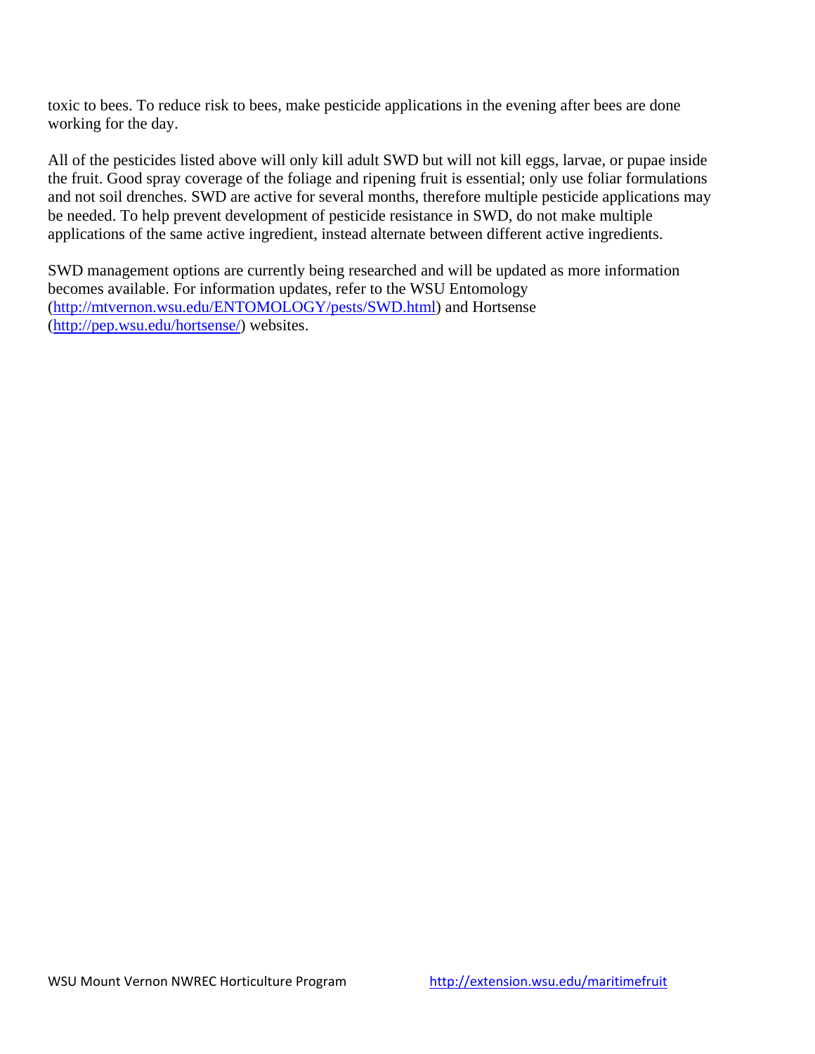toxic to bees. To reduce risk to bees, make pesticide applications in the evening after bees are done working for the day.

All of the pesticides listed above will only kill adult SWD but will not kill eggs, larvae, or pupae inside the fruit. Good spray coverage of the foliage and ripening fruit is essential; only use foliar formulations and not soil drenches. SWD are active for several months, therefore multiple pesticide applications may be needed. To help prevent development of pesticide resistance in SWD, do not make multiple applications of the same active ingredient, instead alternate between different active ingredients.

SWD management options are currently being researched and will be updated as more information becomes available. For information updates, refer to the WSU Entomology (http://mtvernon.wsu.edu/ENTOMOLOGY/pests/SWD.html) and Hortsense (http://pep.wsu.edu/hortsense/) websites.